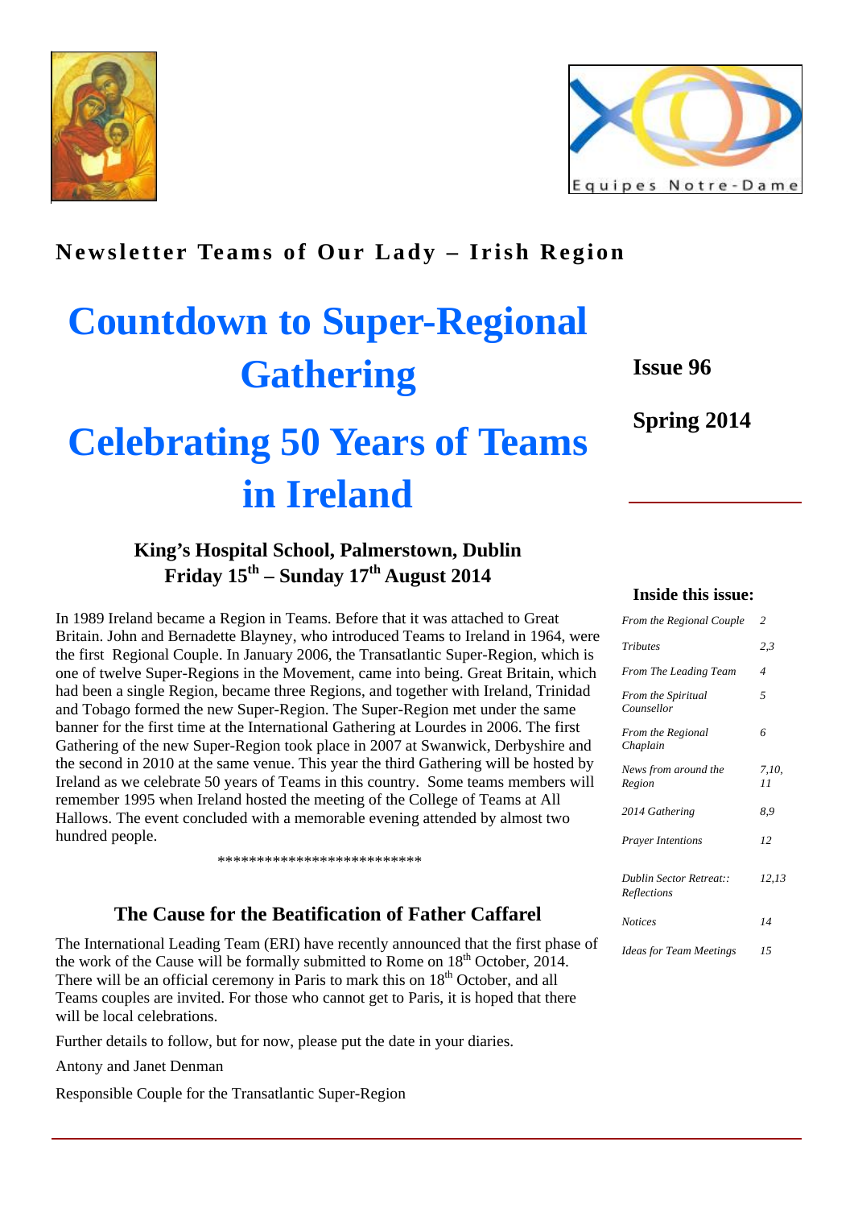**Newsletter Teams of Our Lady – Irish Region**

# Countdown to Super-Regional Gathering

# Celebrating 50 Years of Teams in Ireland

**Issue 96**

**Spring 2014**

### King's Hospital School, Palmerstown, Dublin
### Friday 15th – Sunday 17th August 2014

In 1989 Ireland became a Region in Teams. Before that it was attached to Great Britain. John and Bernadette Blayney, who introduced Teams to Ireland in 1964, were the first Regional Couple. In January 2006, the Transatlantic Super-Region, which is one of twelve Super-Regions in the Movement, came into being. Great Britain, which had been a single Region, became three Regions, and together with Ireland, Trinidad and Tobago formed the new Super-Region. The Super-Region met under the same banner for the first time at the International Gathering at Lourdes in 2006. The first Gathering of the new Super-Region took place in 2007 at Swanwick, Derbyshire and the second in 2010 at the same venue. This year the third Gathering will be hosted by Ireland as we celebrate 50 years of Teams in this country. Some teams members will remember 1995 when Ireland hosted the meeting of the College of Teams at All Hallows. The event concluded with a memorable evening attended by almost two hundred people.

**************************

## The Cause for the Beatification of Father Caffarel

The International Leading Team (ERI) have recently announced that the first phase of the work of the Cause will be formally submitted to Rome on 18th October, 2014. There will be an official ceremony in Paris to mark this on 18th October, and all Teams couples are invited. For those who cannot get to Paris, it is hoped that there will be local celebrations.

Further details to follow, but for now, please put the date in your diaries.

Antony and Janet Denman

Responsible Couple for the Transatlantic Super-Region

### Inside this issue:

| | |
|---|---|
| *From the Regional Couple* | *2* |
| *Tributes* | *2,3* |
| *From The Leading Team* | *4* |
| *From the Spiritual Counsellor* | *5* |
| *From the Regional Chaplain* | *6* |
| *News from around the Region* | *7,10, 11* |
| *2014 Gathering* | *8,9* |
| *Prayer Intentions* | *12* |
| *Dublin Sector Retreat:: Reflections* | *12,13* |
| *Notices* | *14* |
| *Ideas for Team Meetings* | *15* |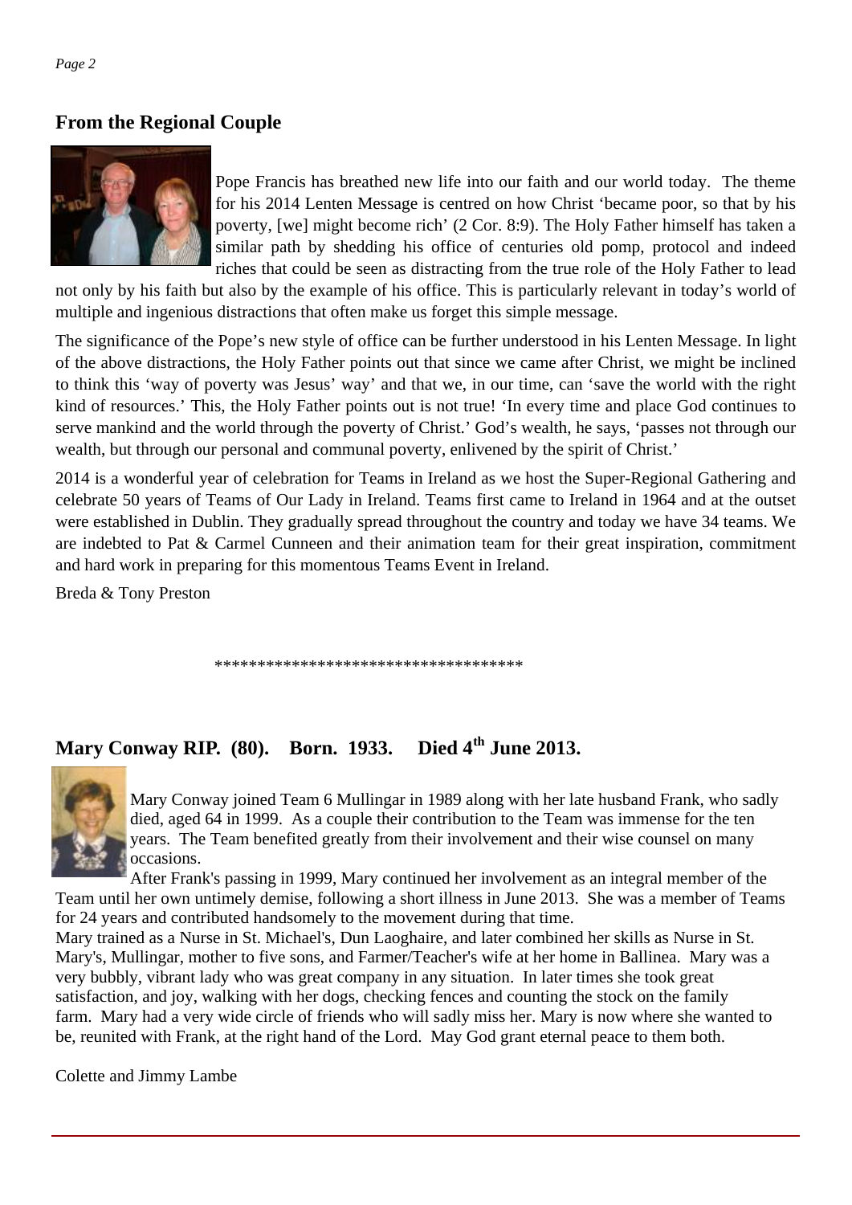## From the Regional Couple

Pope Francis has breathed new life into our faith and our world today. The theme for his 2014 Lenten Message is centred on how Christ 'became poor, so that by his poverty, [we] might become rich' (2 Cor. 8:9). The Holy Father himself has taken a similar path by shedding his office of centuries old pomp, protocol and indeed riches that could be seen as distracting from the true role of the Holy Father to lead not only by his faith but also by the example of his office. This is particularly relevant in today's world of multiple and ingenious distractions that often make us forget this simple message.

The significance of the Pope's new style of office can be further understood in his Lenten Message. In light of the above distractions, the Holy Father points out that since we came after Christ, we might be inclined to think this 'way of poverty was Jesus' way' and that we, in our time, can 'save the world with the right kind of resources.' This, the Holy Father points out is not true! 'In every time and place God continues to serve mankind and the world through the poverty of Christ.' God's wealth, he says, 'passes not through our wealth, but through our personal and communal poverty, enlivened by the spirit of Christ.'

2014 is a wonderful year of celebration for Teams in Ireland as we host the Super-Regional Gathering and celebrate 50 years of Teams of Our Lady in Ireland. Teams first came to Ireland in 1964 and at the outset were established in Dublin. They gradually spread throughout the country and today we have 34 teams. We are indebted to Pat & Carmel Cunneen and their animation team for their great inspiration, commitment and hard work in preparing for this momentous Teams Event in Ireland.

Breda & Tony Preston

************************************

## Mary Conway RIP. (80). Born. 1933. Died 4th June 2013.

Mary Conway joined Team 6 Mullingar in 1989 along with her late husband Frank, who sadly died, aged 64 in 1999. As a couple their contribution to the Team was immense for the ten years. The Team benefited greatly from their involvement and their wise counsel on many occasions.

After Frank's passing in 1999, Mary continued her involvement as an integral member of the Team until her own untimely demise, following a short illness in June 2013. She was a member of Teams for 24 years and contributed handsomely to the movement during that time.

Mary trained as a Nurse in St. Michael's, Dun Laoghaire, and later combined her skills as Nurse in St. Mary's, Mullingar, mother to five sons, and Farmer/Teacher's wife at her home in Ballinea. Mary was a very bubbly, vibrant lady who was great company in any situation. In later times she took great satisfaction, and joy, walking with her dogs, checking fences and counting the stock on the family farm. Mary had a very wide circle of friends who will sadly miss her. Mary is now where she wanted to be, reunited with Frank, at the right hand of the Lord. May God grant eternal peace to them both.

Colette and Jimmy Lambe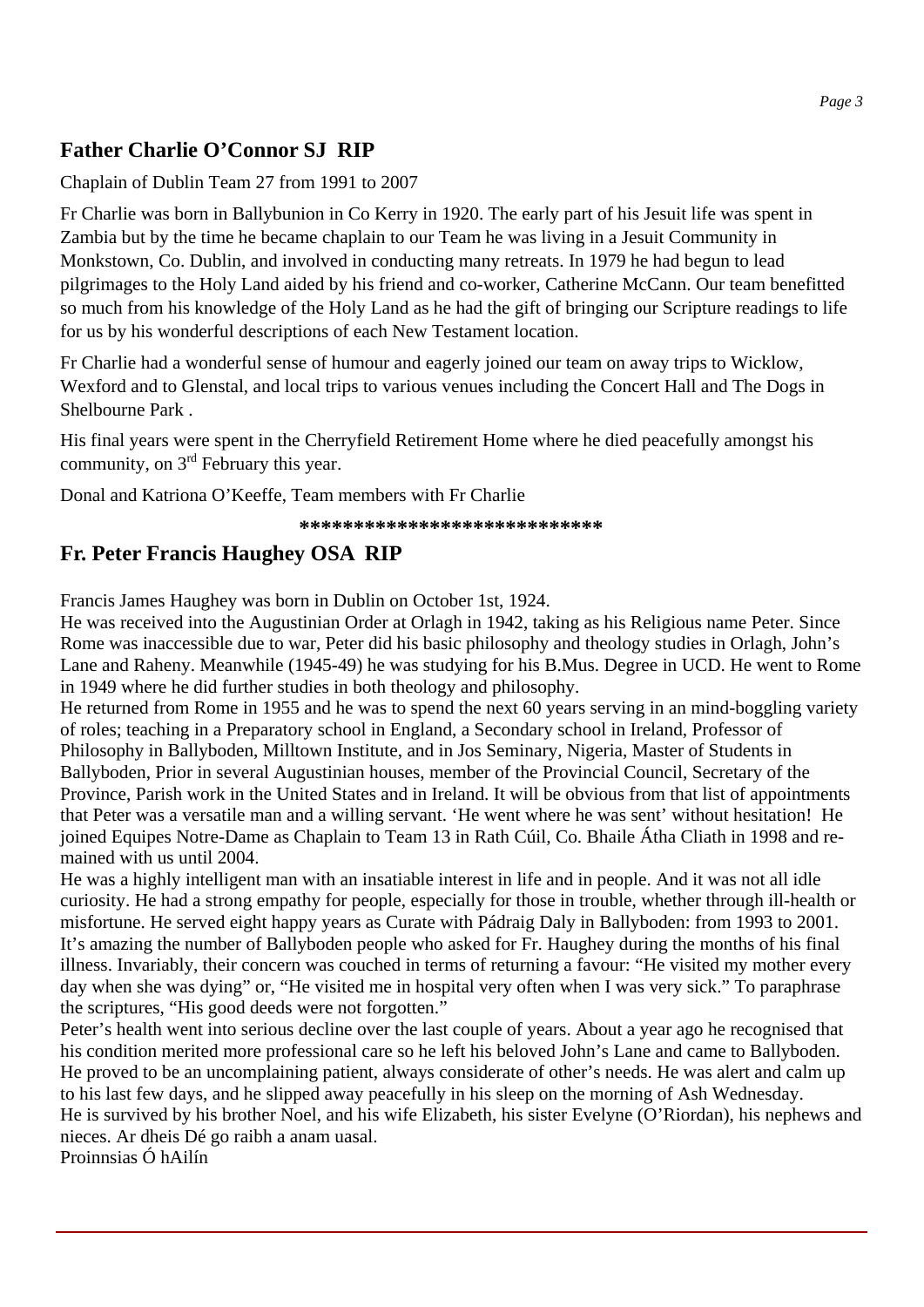## Father Charlie O'Connor SJ RIP

Chaplain of Dublin Team 27 from 1991 to 2007

Fr Charlie was born in Ballybunion in Co Kerry in 1920. The early part of his Jesuit life was spent in Zambia but by the time he became chaplain to our Team he was living in a Jesuit Community in Monkstown, Co. Dublin, and involved in conducting many retreats. In 1979 he had begun to lead pilgrimages to the Holy Land aided by his friend and co-worker, Catherine McCann. Our team benefitted so much from his knowledge of the Holy Land as he had the gift of bringing our Scripture readings to life for us by his wonderful descriptions of each New Testament location.

Fr Charlie had a wonderful sense of humour and eagerly joined our team on away trips to Wicklow, Wexford and to Glenstal, and local trips to various venues including the Concert Hall and The Dogs in Shelbourne Park .

His final years were spent in the Cherryfield Retirement Home where he died peacefully amongst his community, on 3rd February this year.

Donal and Katriona O'Keeffe, Team members with Fr Charlie

***************************

## Fr. Peter Francis Haughey OSA RIP

Francis James Haughey was born in Dublin on October 1st, 1924.

He was received into the Augustinian Order at Orlagh in 1942, taking as his Religious name Peter. Since Rome was inaccessible due to war, Peter did his basic philosophy and theology studies in Orlagh, John's Lane and Raheny. Meanwhile (1945-49) he was studying for his B.Mus. Degree in UCD. He went to Rome in 1949 where he did further studies in both theology and philosophy.

He returned from Rome in 1955 and he was to spend the next 60 years serving in an mind-boggling variety of roles; teaching in a Preparatory school in England, a Secondary school in Ireland, Professor of Philosophy in Ballyboden, Milltown Institute, and in Jos Seminary, Nigeria, Master of Students in Ballyboden, Prior in several Augustinian houses, member of the Provincial Council, Secretary of the Province, Parish work in the United States and in Ireland. It will be obvious from that list of appointments that Peter was a versatile man and a willing servant. 'He went where he was sent' without hesitation! He joined Equipes Notre-Dame as Chaplain to Team 13 in Rath Cúil, Co. Bhaile Átha Cliath in 1998 and remained with us until 2004.

He was a highly intelligent man with an insatiable interest in life and in people. And it was not all idle curiosity. He had a strong empathy for people, especially for those in trouble, whether through ill-health or misfortune. He served eight happy years as Curate with Pádraig Daly in Ballyboden: from 1993 to 2001. It's amazing the number of Ballyboden people who asked for Fr. Haughey during the months of his final illness. Invariably, their concern was couched in terms of returning a favour: "He visited my mother every day when she was dying" or, "He visited me in hospital very often when I was very sick." To paraphrase the scriptures, "His good deeds were not forgotten."

Peter's health went into serious decline over the last couple of years. About a year ago he recognised that his condition merited more professional care so he left his beloved John's Lane and came to Ballyboden. He proved to be an uncomplaining patient, always considerate of other's needs. He was alert and calm up to his last few days, and he slipped away peacefully in his sleep on the morning of Ash Wednesday.

He is survived by his brother Noel, and his wife Elizabeth, his sister Evelyne (O'Riordan), his nephews and nieces. Ar dheis Dé go raibh a anam uasal.

Proinnsias Ó hAilín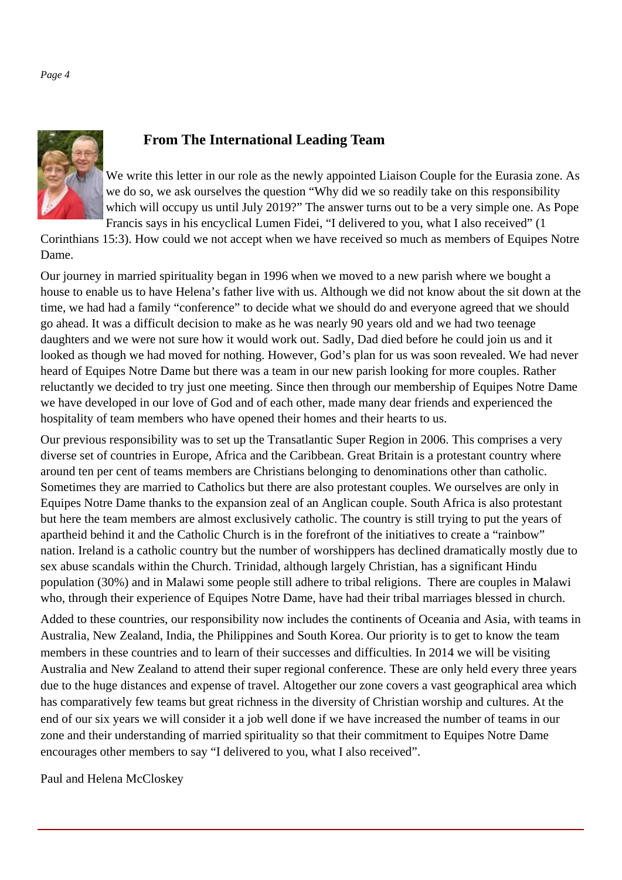## From The International Leading Team

We write this letter in our role as the newly appointed Liaison Couple for the Eurasia zone. As we do so, we ask ourselves the question "Why did we so readily take on this responsibility which will occupy us until July 2019?" The answer turns out to be a very simple one. As Pope Francis says in his encyclical Lumen Fidei, "I delivered to you, what I also received" (1 Corinthians 15:3). How could we not accept when we have received so much as members of Equipes Notre Dame.

Our journey in married spirituality began in 1996 when we moved to a new parish where we bought a house to enable us to have Helena's father live with us. Although we did not know about the sit down at the time, we had had a family "conference" to decide what we should do and everyone agreed that we should go ahead. It was a difficult decision to make as he was nearly 90 years old and we had two teenage daughters and we were not sure how it would work out. Sadly, Dad died before he could join us and it looked as though we had moved for nothing. However, God's plan for us was soon revealed. We had never heard of Equipes Notre Dame but there was a team in our new parish looking for more couples. Rather reluctantly we decided to try just one meeting. Since then through our membership of Equipes Notre Dame we have developed in our love of God and of each other, made many dear friends and experienced the hospitality of team members who have opened their homes and their hearts to us.

Our previous responsibility was to set up the Transatlantic Super Region in 2006. This comprises a very diverse set of countries in Europe, Africa and the Caribbean. Great Britain is a protestant country where around ten per cent of teams members are Christians belonging to denominations other than catholic. Sometimes they are married to Catholics but there are also protestant couples. We ourselves are only in Equipes Notre Dame thanks to the expansion zeal of an Anglican couple. South Africa is also protestant but here the team members are almost exclusively catholic. The country is still trying to put the years of apartheid behind it and the Catholic Church is in the forefront of the initiatives to create a "rainbow" nation. Ireland is a catholic country but the number of worshippers has declined dramatically mostly due to sex abuse scandals within the Church. Trinidad, although largely Christian, has a significant Hindu population (30%) and in Malawi some people still adhere to tribal religions. There are couples in Malawi who, through their experience of Equipes Notre Dame, have had their tribal marriages blessed in church.

Added to these countries, our responsibility now includes the continents of Oceania and Asia, with teams in Australia, New Zealand, India, the Philippines and South Korea. Our priority is to get to know the team members in these countries and to learn of their successes and difficulties. In 2014 we will be visiting Australia and New Zealand to attend their super regional conference. These are only held every three years due to the huge distances and expense of travel. Altogether our zone covers a vast geographical area which has comparatively few teams but great richness in the diversity of Christian worship and cultures. At the end of our six years we will consider it a job well done if we have increased the number of teams in our zone and their understanding of married spirituality so that their commitment to Equipes Notre Dame encourages other members to say "I delivered to you, what I also received".

Paul and Helena McCloskey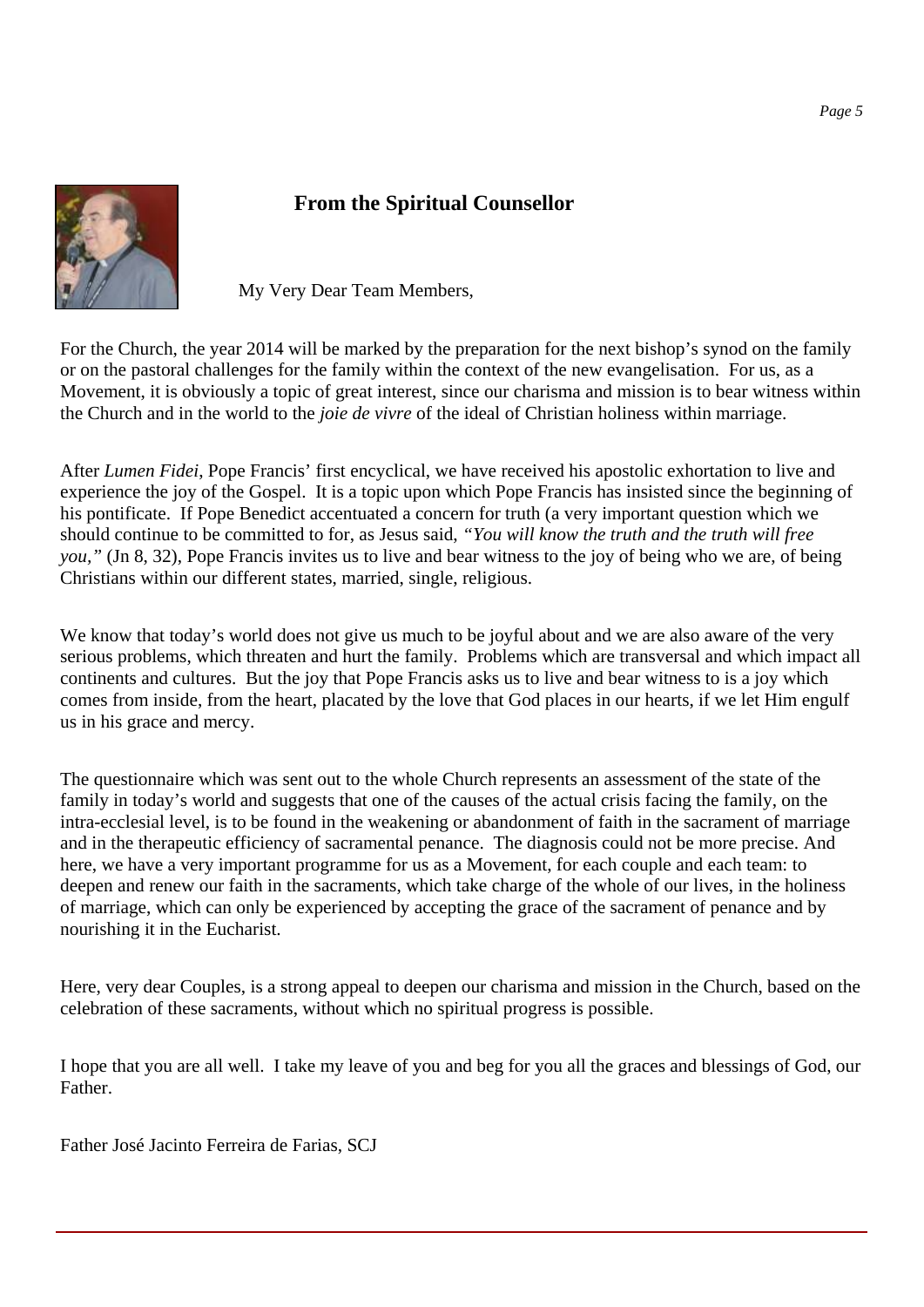## From the Spiritual Counsellor

My Very Dear Team Members,

For the Church, the year 2014 will be marked by the preparation for the next bishop's synod on the family or on the pastoral challenges for the family within the context of the new evangelisation. For us, as a Movement, it is obviously a topic of great interest, since our charisma and mission is to bear witness within the Church and in the world to the *joie de vivre* of the ideal of Christian holiness within marriage.

After *Lumen Fidei*, Pope Francis' first encyclical, we have received his apostolic exhortation to live and experience the joy of the Gospel. It is a topic upon which Pope Francis has insisted since the beginning of his pontificate. If Pope Benedict accentuated a concern for truth (a very important question which we should continue to be committed to for, as Jesus said, *"You will know the truth and the truth will free you,"* (Jn 8, 32), Pope Francis invites us to live and bear witness to the joy of being who we are, of being Christians within our different states, married, single, religious.

We know that today's world does not give us much to be joyful about and we are also aware of the very serious problems, which threaten and hurt the family. Problems which are transversal and which impact all continents and cultures. But the joy that Pope Francis asks us to live and bear witness to is a joy which comes from inside, from the heart, placated by the love that God places in our hearts, if we let Him engulf us in his grace and mercy.

The questionnaire which was sent out to the whole Church represents an assessment of the state of the family in today's world and suggests that one of the causes of the actual crisis facing the family, on the intra-ecclesial level, is to be found in the weakening or abandonment of faith in the sacrament of marriage and in the therapeutic efficiency of sacramental penance. The diagnosis could not be more precise. And here, we have a very important programme for us as a Movement, for each couple and each team: to deepen and renew our faith in the sacraments, which take charge of the whole of our lives, in the holiness of marriage, which can only be experienced by accepting the grace of the sacrament of penance and by nourishing it in the Eucharist.

Here, very dear Couples, is a strong appeal to deepen our charisma and mission in the Church, based on the celebration of these sacraments, without which no spiritual progress is possible.

I hope that you are all well. I take my leave of you and beg for you all the graces and blessings of God, our Father.

Father José Jacinto Ferreira de Farias, SCJ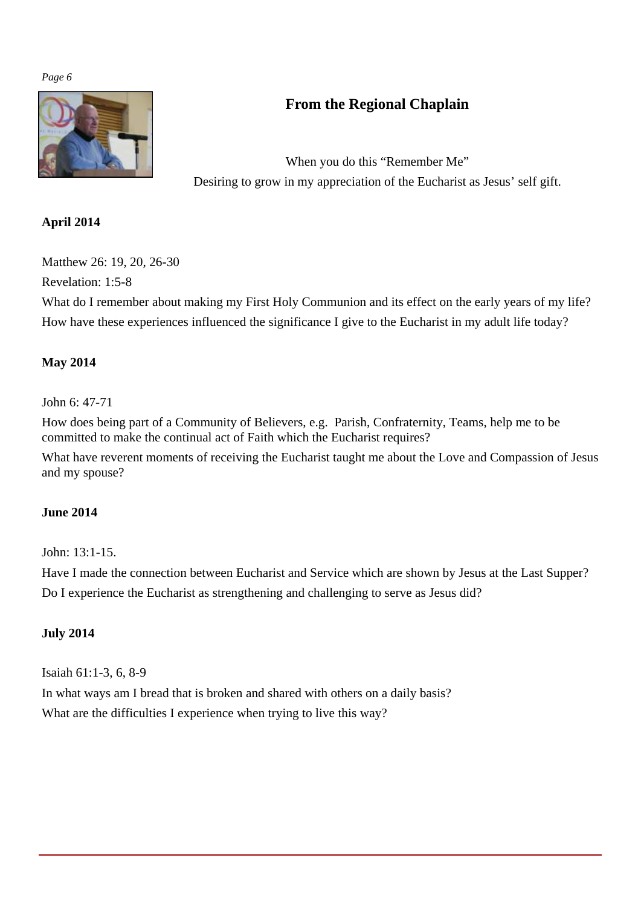## From the Regional Chaplain

When you do this "Remember Me"

Desiring to grow in my appreciation of the Eucharist as Jesus' self gift.

**April 2014**

Matthew 26: 19, 20, 26-30

Revelation: 1:5-8

What do I remember about making my First Holy Communion and its effect on the early years of my life?

How have these experiences influenced the significance I give to the Eucharist in my adult life today?

**May 2014**

John 6: 47-71

How does being part of a Community of Believers, e.g. Parish, Confraternity, Teams, help me to be committed to make the continual act of Faith which the Eucharist requires?

What have reverent moments of receiving the Eucharist taught me about the Love and Compassion of Jesus and my spouse?

**June 2014**

John: 13:1-15.

Have I made the connection between Eucharist and Service which are shown by Jesus at the Last Supper?

Do I experience the Eucharist as strengthening and challenging to serve as Jesus did?

**July 2014**

Isaiah 61:1-3, 6, 8-9

In what ways am I bread that is broken and shared with others on a daily basis?

What are the difficulties I experience when trying to live this way?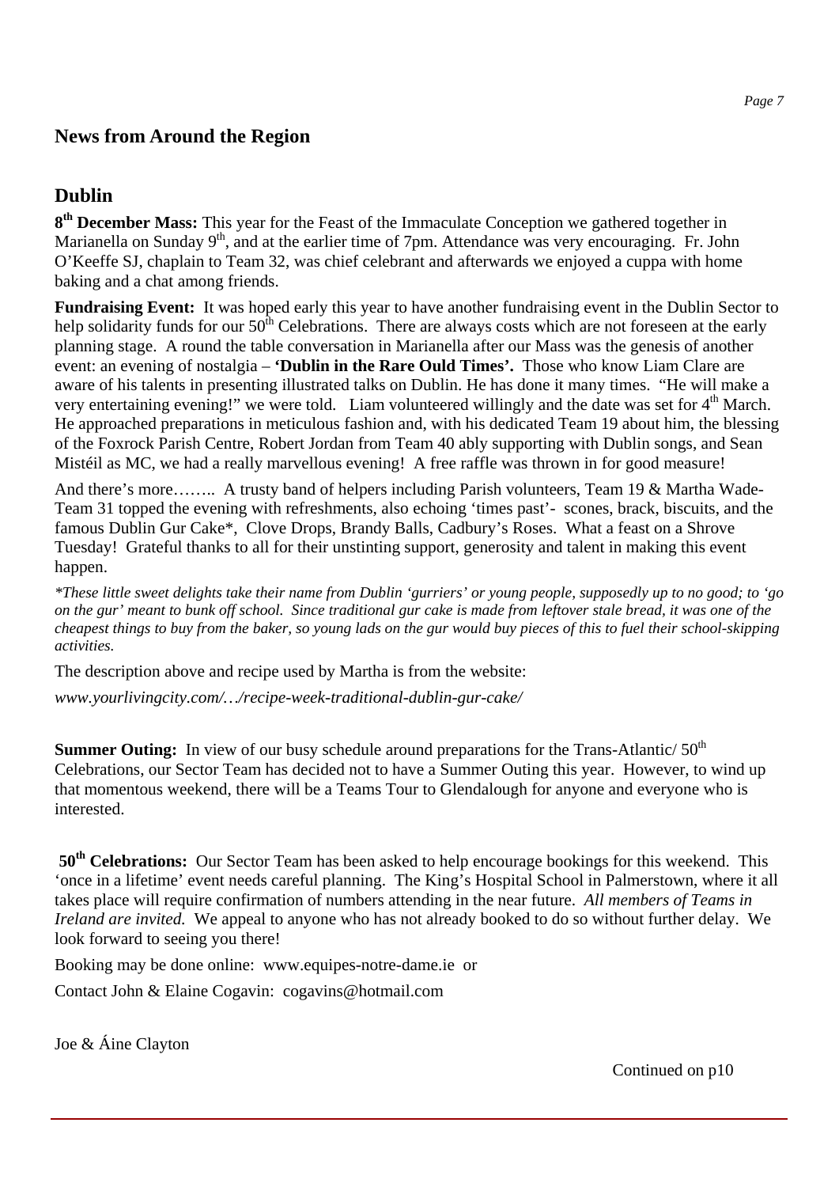## News from Around the Region

## Dublin

**8th December Mass:** This year for the Feast of the Immaculate Conception we gathered together in Marianella on Sunday 9th, and at the earlier time of 7pm. Attendance was very encouraging. Fr. John O'Keeffe SJ, chaplain to Team 32, was chief celebrant and afterwards we enjoyed a cuppa with home baking and a chat among friends.

**Fundraising Event:** It was hoped early this year to have another fundraising event in the Dublin Sector to help solidarity funds for our 50th Celebrations. There are always costs which are not foreseen at the early planning stage. A round the table conversation in Marianella after our Mass was the genesis of another event: an evening of nostalgia – **'Dublin in the Rare Ould Times'.** Those who know Liam Clare are aware of his talents in presenting illustrated talks on Dublin. He has done it many times. "He will make a very entertaining evening!" we were told. Liam volunteered willingly and the date was set for 4th March. He approached preparations in meticulous fashion and, with his dedicated Team 19 about him, the blessing of the Foxrock Parish Centre, Robert Jordan from Team 40 ably supporting with Dublin songs, and Sean Mistéil as MC, we had a really marvellous evening! A free raffle was thrown in for good measure!

And there's more…….. A trusty band of helpers including Parish volunteers, Team 19 & Martha Wade-Team 31 topped the evening with refreshments, also echoing 'times past'- scones, brack, biscuits, and the famous Dublin Gur Cake*, Clove Drops, Brandy Balls, Cadbury's Roses. What a feast on a Shrove Tuesday! Grateful thanks to all for their unstinting support, generosity and talent in making this event happen.

*\*These little sweet delights take their name from Dublin 'gurriers' or young people, supposedly up to no good; to 'go on the gur' meant to bunk off school. Since traditional gur cake is made from leftover stale bread, it was one of the cheapest things to buy from the baker, so young lads on the gur would buy pieces of this to fuel their school-skipping activities.*

The description above and recipe used by Martha is from the website:

*www.yourlivingcity.com/…/recipe-week-traditional-dublin-gur-cake/*

**Summer Outing:** In view of our busy schedule around preparations for the Trans-Atlantic/ 50th Celebrations, our Sector Team has decided not to have a Summer Outing this year. However, to wind up that momentous weekend, there will be a Teams Tour to Glendalough for anyone and everyone who is interested.

**50th Celebrations:** Our Sector Team has been asked to help encourage bookings for this weekend. This 'once in a lifetime' event needs careful planning. The King's Hospital School in Palmerstown, where it all takes place will require confirmation of numbers attending in the near future. *All members of Teams in Ireland are invited.* We appeal to anyone who has not already booked to do so without further delay. We look forward to seeing you there!

Booking may be done online: www.equipes-notre-dame.ie or

Contact John & Elaine Cogavin: cogavins@hotmail.com

Joe & Áine Clayton

Continued on p10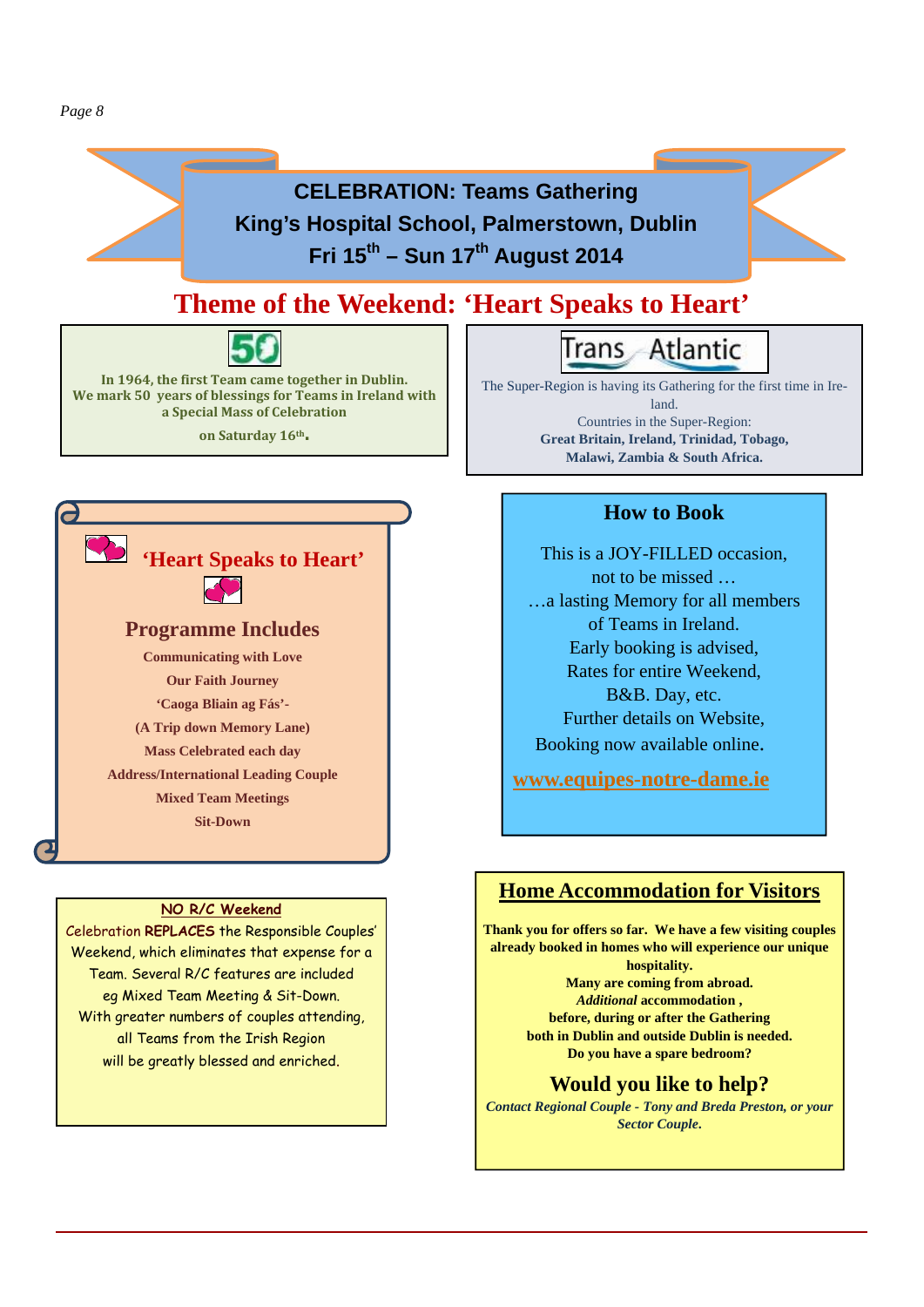# CELEBRATION: Teams Gathering
# King's Hospital School, Palmerstown, Dublin
# Fri 15th – Sun 17th August 2014

## Theme of the Weekend: 'Heart Speaks to Heart'

**50**

**In 1964, the first Team came together in Dublin. We mark 50 years of blessings for Teams in Ireland with a Special Mass of Celebration on Saturday 16th.**

**Trans Atlantic**

The Super-Region is having its Gathering for the first time in Ireland.
Countries in the Super-Region:
**Great Britain, Ireland, Trinidad, Tobago, Malawi, Zambia & South Africa.**

### 'Heart Speaks to Heart'

### Programme Includes

**Communicating with Love**
**Our Faith Journey**
**'Caoga Bliain ag Fás'-**
**(A Trip down Memory Lane)**
**Mass Celebrated each day**
**Address/International Leading Couple**
**Mixed Team Meetings**
**Sit-Down**

### How to Book

This is a JOY-FILLED occasion,
not to be missed …
…a lasting Memory for all members of Teams in Ireland.
Early booking is advised,
Rates for entire Weekend,
B&B. Day, etc.
Further details on Website,
Booking now available online.

**www.equipes-notre-dame.ie**

### NO R/C Weekend

Celebration **REPLACES** the Responsible Couples' Weekend, which eliminates that expense for a Team. Several R/C features are included eg Mixed Team Meeting & Sit-Down.
With greater numbers of couples attending, all Teams from the Irish Region will be greatly blessed and enriched.

### Home Accommodation for Visitors

**Thank you for offers so far. We have a few visiting couples already booked in homes who will experience our unique hospitality.**
**Many are coming from abroad.**
***Additional* accommodation ,**
**before, during or after the Gathering both in Dublin and outside Dublin is needed.**
**Do you have a spare bedroom?**

**Would you like to help?**

***Contact Regional Couple - Tony and Breda Preston, or your Sector Couple.***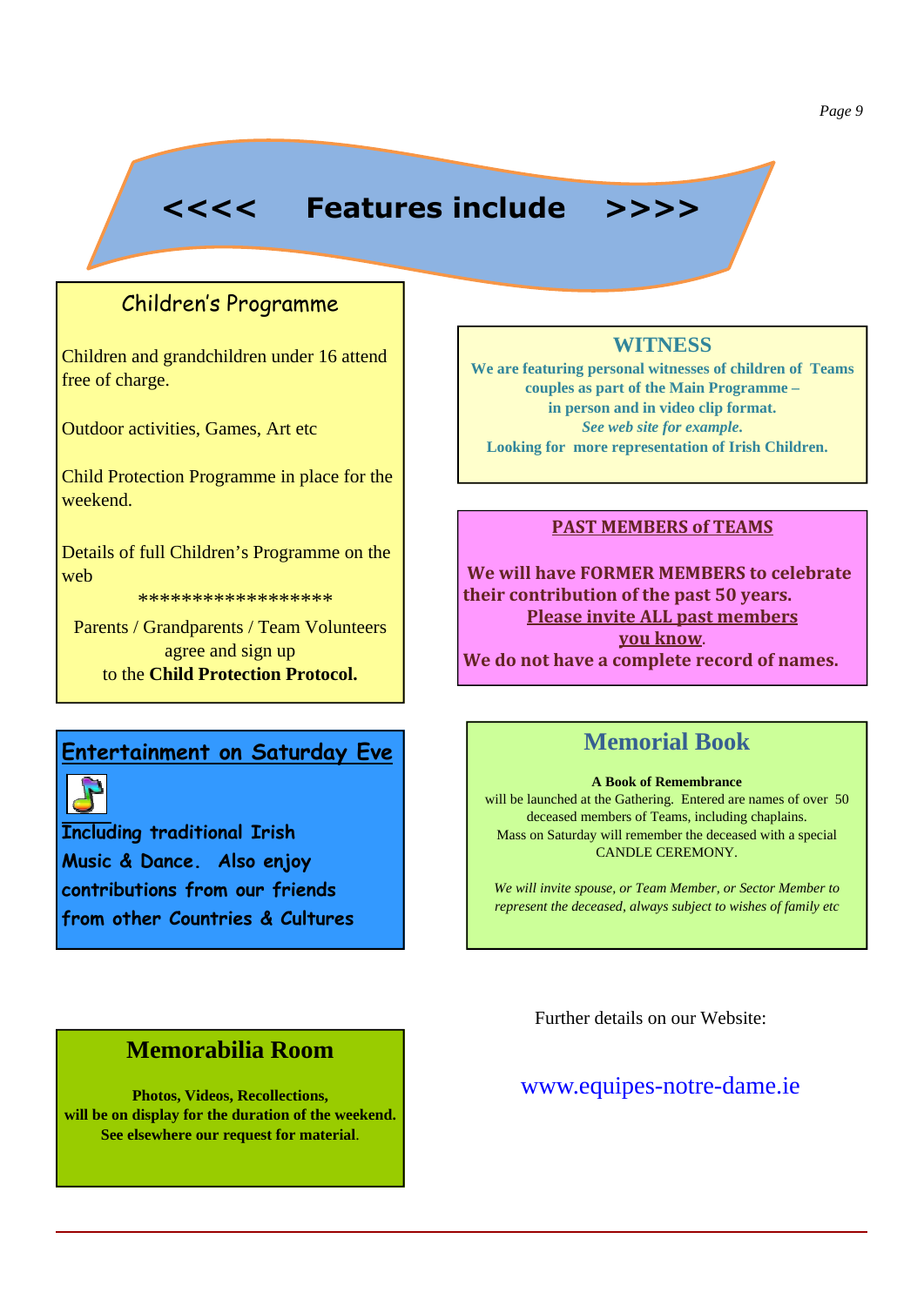# <<<< Features include >>>>

## Children's Programme

Children and grandchildren under 16 attend free of charge.

Outdoor activities, Games, Art etc

Child Protection Programme in place for the weekend.

Details of full Children's Programme on the web

*****************

Parents / Grandparents / Team Volunteers agree and sign up to the **Child Protection Protocol.**

## WITNESS

**We are featuring personal witnesses of children of Teams couples as part of the Main Programme – in person and in video clip format.**
***See web site for example.***
**Looking for more representation of Irish Children.**

## PAST MEMBERS of TEAMS

**We will have FORMER MEMBERS to celebrate their contribution of the past 50 years.**
**Please invite ALL past members you know.**
**We do not have a complete record of names.**

## Entertainment on Saturday Eve

**Including traditional Irish Music & Dance. Also enjoy contributions from our friends from other Countries & Cultures**

## Memorial Book

**A Book of Remembrance**

will be launched at the Gathering. Entered are names of over 50 deceased members of Teams, including chaplains.
Mass on Saturday will remember the deceased with a special CANDLE CEREMONY.

*We will invite spouse, or Team Member, or Sector Member to represent the deceased, always subject to wishes of family etc*

## Memorabilia Room

**Photos, Videos, Recollections, will be on display for the duration of the weekend. See elsewhere our request for material.**

Further details on our Website:

www.equipes-notre-dame.ie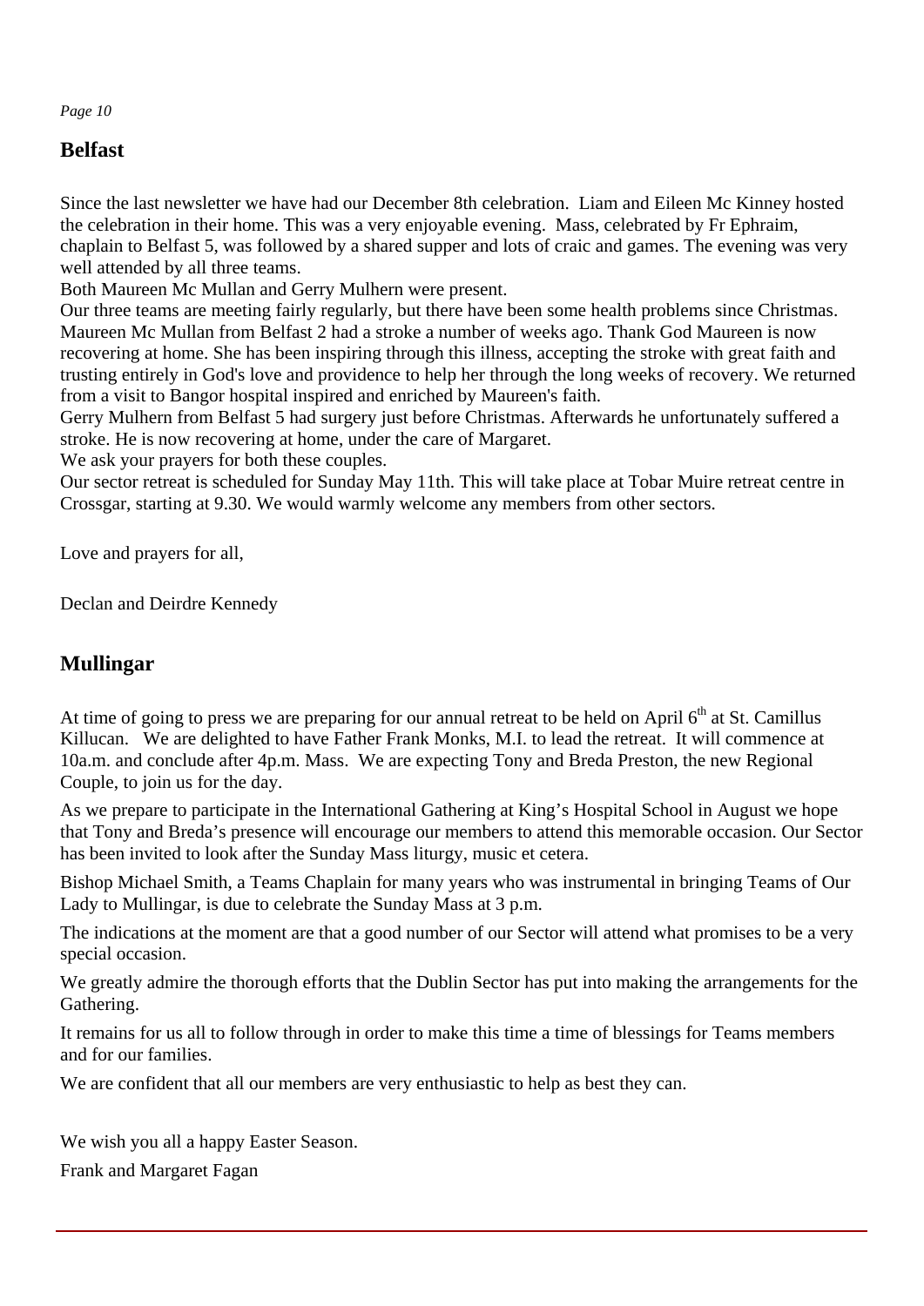## Belfast

Since the last newsletter we have had our December 8th celebration. Liam and Eileen Mc Kinney hosted the celebration in their home. This was a very enjoyable evening. Mass, celebrated by Fr Ephraim, chaplain to Belfast 5, was followed by a shared supper and lots of craic and games. The evening was very well attended by all three teams.

Both Maureen Mc Mullan and Gerry Mulhern were present.

Our three teams are meeting fairly regularly, but there have been some health problems since Christmas. Maureen Mc Mullan from Belfast 2 had a stroke a number of weeks ago. Thank God Maureen is now recovering at home. She has been inspiring through this illness, accepting the stroke with great faith and trusting entirely in God's love and providence to help her through the long weeks of recovery. We returned from a visit to Bangor hospital inspired and enriched by Maureen's faith.

Gerry Mulhern from Belfast 5 had surgery just before Christmas. Afterwards he unfortunately suffered a stroke. He is now recovering at home, under the care of Margaret.

We ask your prayers for both these couples.

Our sector retreat is scheduled for Sunday May 11th. This will take place at Tobar Muire retreat centre in Crossgar, starting at 9.30. We would warmly welcome any members from other sectors.

Love and prayers for all,

Declan and Deirdre Kennedy

## Mullingar

At time of going to press we are preparing for our annual retreat to be held on April 6th at St. Camillus Killucan. We are delighted to have Father Frank Monks, M.I. to lead the retreat. It will commence at 10a.m. and conclude after 4p.m. Mass. We are expecting Tony and Breda Preston, the new Regional Couple, to join us for the day.

As we prepare to participate in the International Gathering at King's Hospital School in August we hope that Tony and Breda's presence will encourage our members to attend this memorable occasion. Our Sector has been invited to look after the Sunday Mass liturgy, music et cetera.

Bishop Michael Smith, a Teams Chaplain for many years who was instrumental in bringing Teams of Our Lady to Mullingar, is due to celebrate the Sunday Mass at 3 p.m.

The indications at the moment are that a good number of our Sector will attend what promises to be a very special occasion.

We greatly admire the thorough efforts that the Dublin Sector has put into making the arrangements for the Gathering.

It remains for us all to follow through in order to make this time a time of blessings for Teams members and for our families.

We are confident that all our members are very enthusiastic to help as best they can.

We wish you all a happy Easter Season.

Frank and Margaret Fagan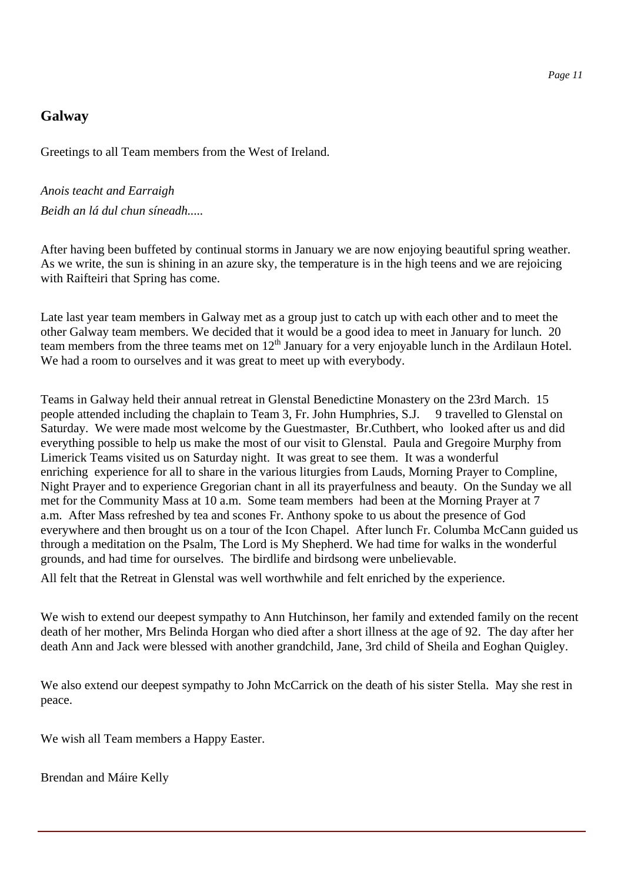## Galway

Greetings to all Team members from the West of Ireland.

*Anois teacht and Earraigh*
*Beidh an lá dul chun síneadh.....*

After having been buffeted by continual storms in January we are now enjoying beautiful spring weather. As we write, the sun is shining in an azure sky, the temperature is in the high teens and we are rejoicing with Raifteiri that Spring has come.

Late last year team members in Galway met as a group just to catch up with each other and to meet the other Galway team members. We decided that it would be a good idea to meet in January for lunch. 20 team members from the three teams met on 12th January for a very enjoyable lunch in the Ardilaun Hotel. We had a room to ourselves and it was great to meet up with everybody.

Teams in Galway held their annual retreat in Glenstal Benedictine Monastery on the 23rd March. 15 people attended including the chaplain to Team 3, Fr. John Humphries, S.J. 9 travelled to Glenstal on Saturday. We were made most welcome by the Guestmaster, Br.Cuthbert, who looked after us and did everything possible to help us make the most of our visit to Glenstal. Paula and Gregoire Murphy from Limerick Teams visited us on Saturday night. It was great to see them. It was a wonderful enriching experience for all to share in the various liturgies from Lauds, Morning Prayer to Compline, Night Prayer and to experience Gregorian chant in all its prayerfulness and beauty. On the Sunday we all met for the Community Mass at 10 a.m. Some team members had been at the Morning Prayer at 7 a.m. After Mass refreshed by tea and scones Fr. Anthony spoke to us about the presence of God everywhere and then brought us on a tour of the Icon Chapel. After lunch Fr. Columba McCann guided us through a meditation on the Psalm, The Lord is My Shepherd. We had time for walks in the wonderful grounds, and had time for ourselves. The birdlife and birdsong were unbelievable.

All felt that the Retreat in Glenstal was well worthwhile and felt enriched by the experience.

We wish to extend our deepest sympathy to Ann Hutchinson, her family and extended family on the recent death of her mother, Mrs Belinda Horgan who died after a short illness at the age of 92. The day after her death Ann and Jack were blessed with another grandchild, Jane, 3rd child of Sheila and Eoghan Quigley.

We also extend our deepest sympathy to John McCarrick on the death of his sister Stella. May she rest in peace.

We wish all Team members a Happy Easter.

Brendan and Máire Kelly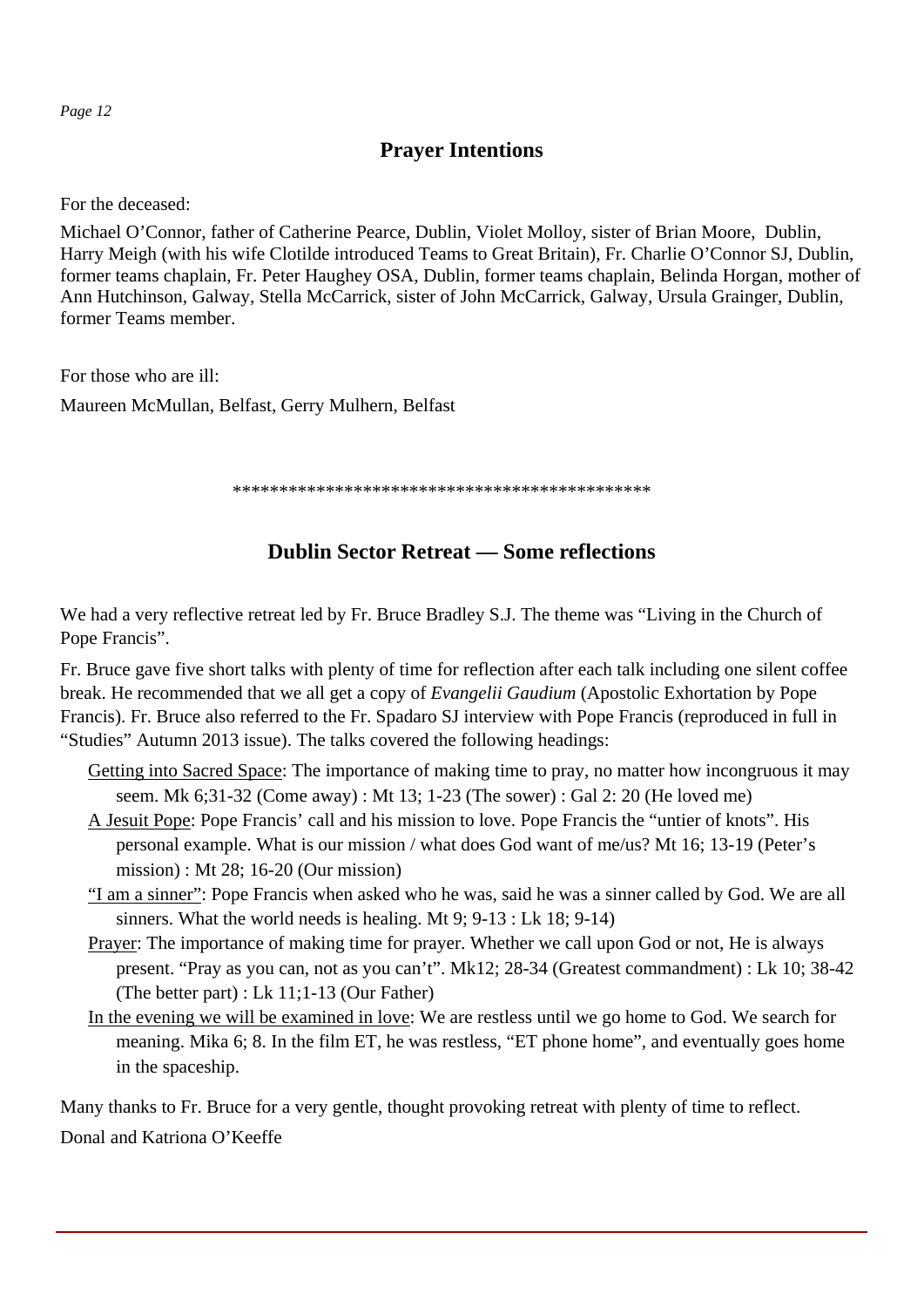## Prayer Intentions

For the deceased:

Michael O'Connor, father of Catherine Pearce, Dublin, Violet Molloy, sister of Brian Moore, Dublin, Harry Meigh (with his wife Clotilde introduced Teams to Great Britain), Fr. Charlie O'Connor SJ, Dublin, former teams chaplain, Fr. Peter Haughey OSA, Dublin, former teams chaplain, Belinda Horgan, mother of Ann Hutchinson, Galway, Stella McCarrick, sister of John McCarrick, Galway, Ursula Grainger, Dublin, former Teams member.

For those who are ill:

Maureen McMullan, Belfast, Gerry Mulhern, Belfast

********************************************

## Dublin Sector Retreat — Some reflections

We had a very reflective retreat led by Fr. Bruce Bradley S.J. The theme was "Living in the Church of Pope Francis".

Fr. Bruce gave five short talks with plenty of time for reflection after each talk including one silent coffee break. He recommended that we all get a copy of *Evangelii Gaudium* (Apostolic Exhortation by Pope Francis). Fr. Bruce also referred to the Fr. Spadaro SJ interview with Pope Francis (reproduced in full in "Studies" Autumn 2013 issue). The talks covered the following headings:

- <u>Getting into Sacred Space</u>: The importance of making time to pray, no matter how incongruous it may seem. Mk 6;31-32 (Come away) : Mt 13; 1-23 (The sower) : Gal 2: 20 (He loved me)
- <u>A Jesuit Pope</u>: Pope Francis' call and his mission to love. Pope Francis the "untier of knots". His personal example. What is our mission / what does God want of me/us? Mt 16; 13-19 (Peter's mission) : Mt 28; 16-20 (Our mission)
- <u>"I am a sinner"</u>: Pope Francis when asked who he was, said he was a sinner called by God. We are all sinners. What the world needs is healing. Mt 9; 9-13 : Lk 18; 9-14)
- <u>Prayer</u>: The importance of making time for prayer. Whether we call upon God or not, He is always present. "Pray as you can, not as you can't". Mk12; 28-34 (Greatest commandment) : Lk 10; 38-42 (The better part) : Lk 11;1-13 (Our Father)
- <u>In the evening we will be examined in love</u>: We are restless until we go home to God. We search for meaning. Mika 6; 8. In the film ET, he was restless, "ET phone home", and eventually goes home in the spaceship.

Many thanks to Fr. Bruce for a very gentle, thought provoking retreat with plenty of time to reflect.

Donal and Katriona O'Keeffe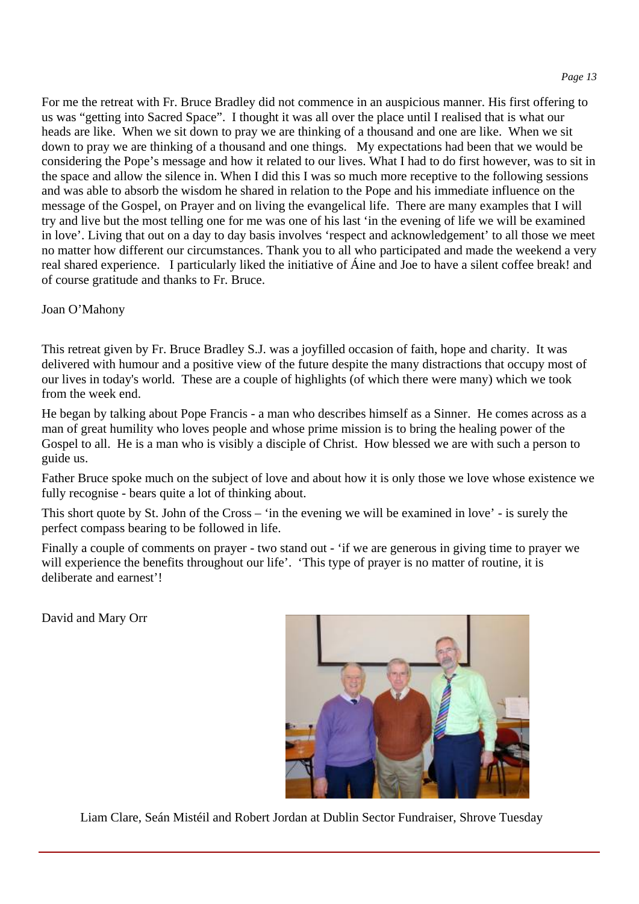For me the retreat with Fr. Bruce Bradley did not commence in an auspicious manner. His first offering to us was "getting into Sacred Space". I thought it was all over the place until I realised that is what our heads are like. When we sit down to pray we are thinking of a thousand and one are like. When we sit down to pray we are thinking of a thousand and one things. My expectations had been that we would be considering the Pope's message and how it related to our lives. What I had to do first however, was to sit in the space and allow the silence in. When I did this I was so much more receptive to the following sessions and was able to absorb the wisdom he shared in relation to the Pope and his immediate influence on the message of the Gospel, on Prayer and on living the evangelical life. There are many examples that I will try and live but the most telling one for me was one of his last 'in the evening of life we will be examined in love'. Living that out on a day to day basis involves 'respect and acknowledgement' to all those we meet no matter how different our circumstances. Thank you to all who participated and made the weekend a very real shared experience. I particularly liked the initiative of Áine and Joe to have a silent coffee break! and of course gratitude and thanks to Fr. Bruce.

Joan O'Mahony

This retreat given by Fr. Bruce Bradley S.J. was a joyfilled occasion of faith, hope and charity. It was delivered with humour and a positive view of the future despite the many distractions that occupy most of our lives in today's world. These are a couple of highlights (of which there were many) which we took from the week end.

He began by talking about Pope Francis - a man who describes himself as a Sinner. He comes across as a man of great humility who loves people and whose prime mission is to bring the healing power of the Gospel to all. He is a man who is visibly a disciple of Christ. How blessed we are with such a person to guide us.

Father Bruce spoke much on the subject of love and about how it is only those we love whose existence we fully recognise - bears quite a lot of thinking about.

This short quote by St. John of the Cross – 'in the evening we will be examined in love' - is surely the perfect compass bearing to be followed in life.

Finally a couple of comments on prayer - two stand out - 'if we are generous in giving time to prayer we will experience the benefits throughout our life'. 'This type of prayer is no matter of routine, it is deliberate and earnest'!

David and Mary Orr

Liam Clare, Seán Mistéil and Robert Jordan at Dublin Sector Fundraiser, Shrove Tuesday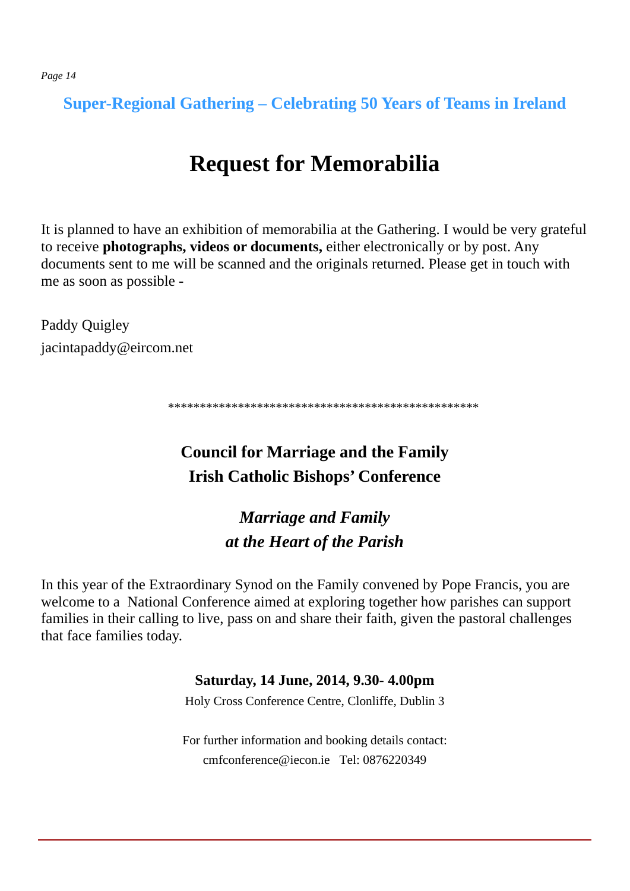## Super-Regional Gathering – Celebrating 50 Years of Teams in Ireland

# Request for Memorabilia

It is planned to have an exhibition of memorabilia at the Gathering. I would be very grateful to receive **photographs, videos or documents,** either electronically or by post. Any documents sent to me will be scanned and the originals returned. Please get in touch with me as soon as possible -

Paddy Quigley
jacintapaddy@eircom.net

************************************************

## Council for Marriage and the Family
## Irish Catholic Bishops' Conference

### *Marriage and Family at the Heart of the Parish*

In this year of the Extraordinary Synod on the Family convened by Pope Francis, you are welcome to a National Conference aimed at exploring together how parishes can support families in their calling to live, pass on and share their faith, given the pastoral challenges that face families today.

**Saturday, 14 June, 2014, 9.30- 4.00pm**

Holy Cross Conference Centre, Clonliffe, Dublin 3

For further information and booking details contact:
cmfconference@iecon.ie Tel: 0876220349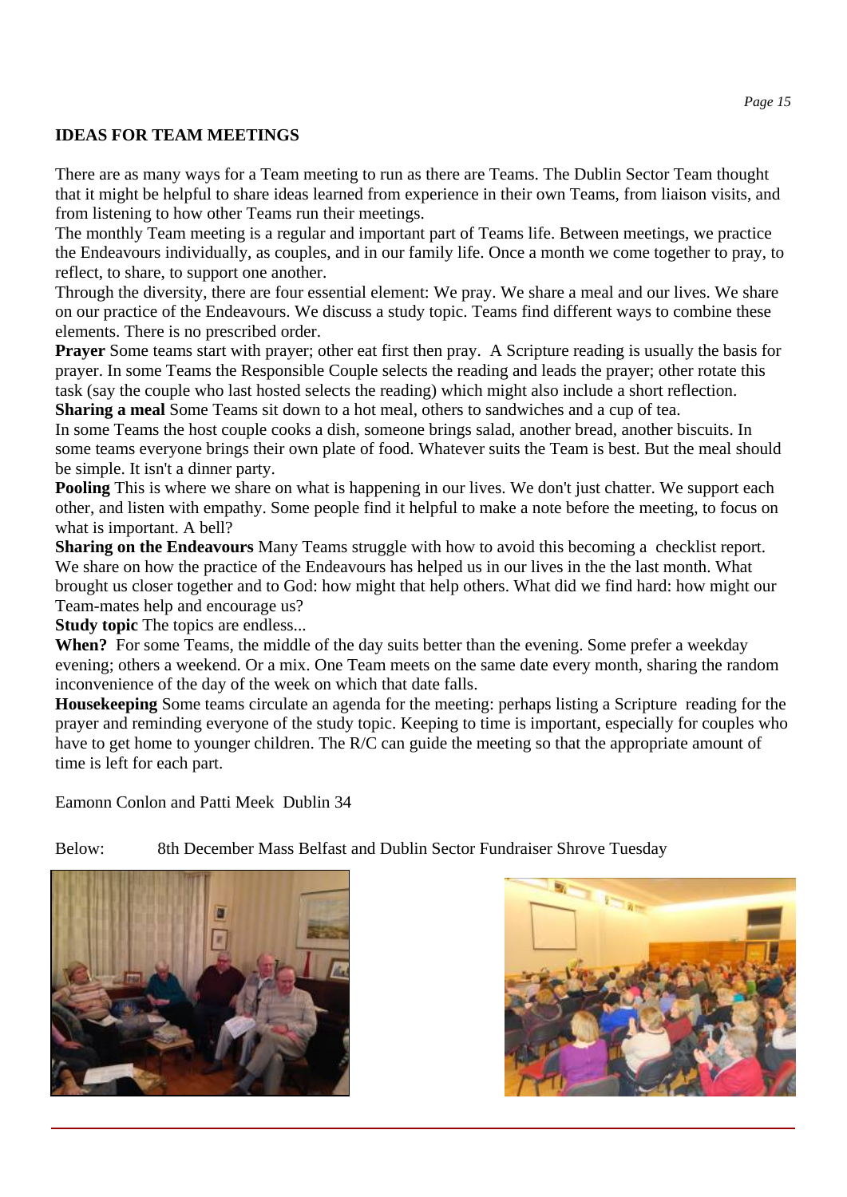## IDEAS FOR TEAM MEETINGS

There are as many ways for a Team meeting to run as there are Teams. The Dublin Sector Team thought that it might be helpful to share ideas learned from experience in their own Teams, from liaison visits, and from listening to how other Teams run their meetings.

The monthly Team meeting is a regular and important part of Teams life. Between meetings, we practice the Endeavours individually, as couples, and in our family life. Once a month we come together to pray, to reflect, to share, to support one another.

Through the diversity, there are four essential element: We pray. We share a meal and our lives. We share on our practice of the Endeavours. We discuss a study topic. Teams find different ways to combine these elements. There is no prescribed order.

**Prayer** Some teams start with prayer; other eat first then pray. A Scripture reading is usually the basis for prayer. In some Teams the Responsible Couple selects the reading and leads the prayer; other rotate this task (say the couple who last hosted selects the reading) which might also include a short reflection.

**Sharing a meal** Some Teams sit down to a hot meal, others to sandwiches and a cup of tea.

In some Teams the host couple cooks a dish, someone brings salad, another bread, another biscuits. In some teams everyone brings their own plate of food. Whatever suits the Team is best. But the meal should be simple. It isn't a dinner party.

**Pooling** This is where we share on what is happening in our lives. We don't just chatter. We support each other, and listen with empathy. Some people find it helpful to make a note before the meeting, to focus on what is important. A bell?

**Sharing on the Endeavours** Many Teams struggle with how to avoid this becoming a checklist report. We share on how the practice of the Endeavours has helped us in our lives in the the last month. What brought us closer together and to God: how might that help others. What did we find hard: how might our Team-mates help and encourage us?

**Study topic** The topics are endless...

**When?** For some Teams, the middle of the day suits better than the evening. Some prefer a weekday evening; others a weekend. Or a mix. One Team meets on the same date every month, sharing the random inconvenience of the day of the week on which that date falls.

**Housekeeping** Some teams circulate an agenda for the meeting: perhaps listing a Scripture reading for the prayer and reminding everyone of the study topic. Keeping to time is important, especially for couples who have to get home to younger children. The R/C can guide the meeting so that the appropriate amount of time is left for each part.

Eamonn Conlon and Patti Meek Dublin 34

Below: 8th December Mass Belfast and Dublin Sector Fundraiser Shrove Tuesday